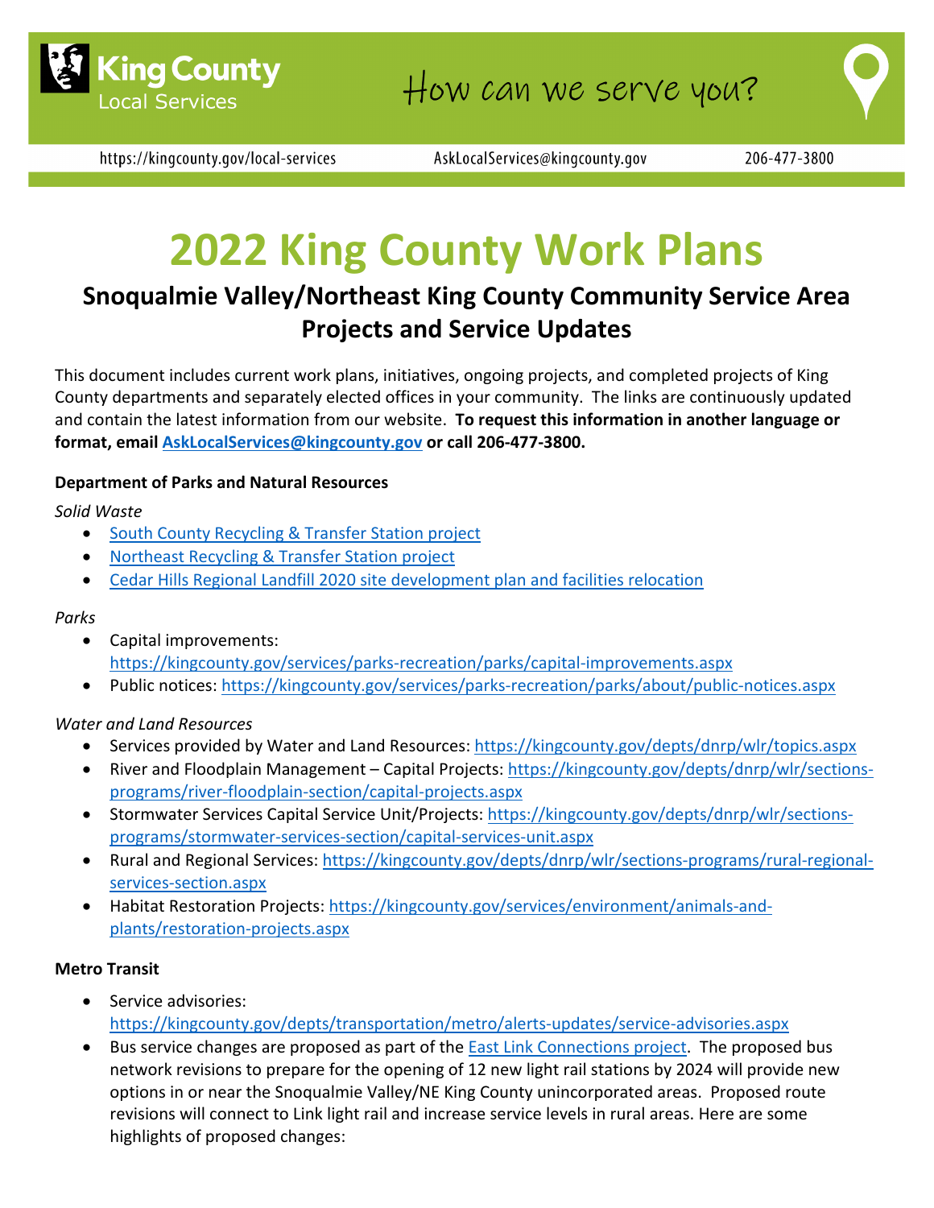King County Local Services

How can we serve you?

https://kingcounty.gov/local-services AskLocalServices@kingcounty.gov 206-477-3800

# 2022 King County Work Plans

## Snoqualmie Valley/Northeast King County Community Service Area Projects and Service Updates

This document includes current work plans, initiatives, ongoing projects, and completed projects of King County departments and separately elected offices in your community. The links are continuously updated and contain the latest information from our website. **To request this information in another language or format, email AskLocalServices@kingcounty.gov or call 206-477-3800.**

**Department of Parks and Natural Resources**

*Solid Waste*

- South County Recycling & Transfer Station project
- Northeast Recycling & Transfer Station project
- Cedar Hills Regional Landfill 2020 site development plan and facilities relocation

*Parks*

- Capital improvements: https://kingcounty.gov/services/parks-recreation/parks/capital-improvements.aspx
- Public notices: https://kingcounty.gov/services/parks-recreation/parks/about/public-notices.aspx

*Water and Land Resources*

- Services provided by Water and Land Resources: https://kingcounty.gov/depts/dnrp/wlr/topics.aspx
- River and Floodplain Management – Capital Projects: https://kingcounty.gov/depts/dnrp/wlr/sections-programs/river-floodplain-section/capital-projects.aspx
- Stormwater Services Capital Service Unit/Projects: https://kingcounty.gov/depts/dnrp/wlr/sections-programs/stormwater-services-section/capital-services-unit.aspx
- Rural and Regional Services: https://kingcounty.gov/depts/dnrp/wlr/sections-programs/rural-regional-services-section.aspx
- Habitat Restoration Projects: https://kingcounty.gov/services/environment/animals-and-plants/restoration-projects.aspx

**Metro Transit**

- Service advisories: https://kingcounty.gov/depts/transportation/metro/alerts-updates/service-advisories.aspx
- Bus service changes are proposed as part of the East Link Connections project. The proposed bus network revisions to prepare for the opening of 12 new light rail stations by 2024 will provide new options in or near the Snoqualmie Valley/NE King County unincorporated areas. Proposed route revisions will connect to Link light rail and increase service levels in rural areas. Here are some highlights of proposed changes: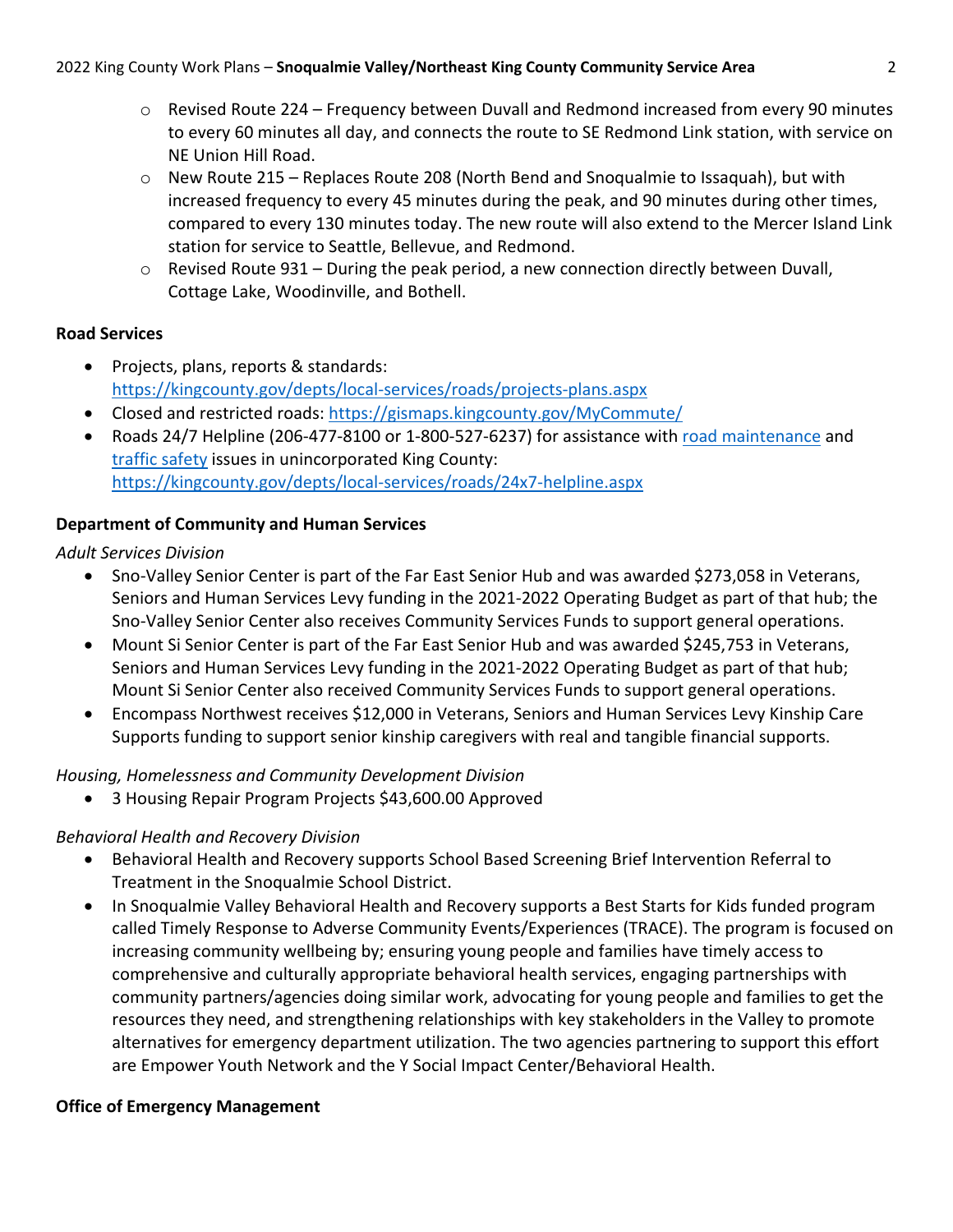- Revised Route 224 – Frequency between Duvall and Redmond increased from every 90 minutes to every 60 minutes all day, and connects the route to SE Redmond Link station, with service on NE Union Hill Road.
  - New Route 215 – Replaces Route 208 (North Bend and Snoqualmie to Issaquah), but with increased frequency to every 45 minutes during the peak, and 90 minutes during other times, compared to every 130 minutes today. The new route will also extend to the Mercer Island Link station for service to Seattle, Bellevue, and Redmond.
  - Revised Route 931 – During the peak period, a new connection directly between Duvall, Cottage Lake, Woodinville, and Bothell.

**Road Services**

- Projects, plans, reports & standards: https://kingcounty.gov/depts/local-services/roads/projects-plans.aspx
- Closed and restricted roads: https://gismaps.kingcounty.gov/MyCommute/
- Roads 24/7 Helpline (206-477-8100 or 1-800-527-6237) for assistance with road maintenance and traffic safety issues in unincorporated King County: https://kingcounty.gov/depts/local-services/roads/24x7-helpline.aspx

**Department of Community and Human Services**

*Adult Services Division*

- Sno-Valley Senior Center is part of the Far East Senior Hub and was awarded $273,058 in Veterans, Seniors and Human Services Levy funding in the 2021-2022 Operating Budget as part of that hub; the Sno-Valley Senior Center also receives Community Services Funds to support general operations.
- Mount Si Senior Center is part of the Far East Senior Hub and was awarded $245,753 in Veterans, Seniors and Human Services Levy funding in the 2021-2022 Operating Budget as part of that hub; Mount Si Senior Center also received Community Services Funds to support general operations.
- Encompass Northwest receives $12,000 in Veterans, Seniors and Human Services Levy Kinship Care Supports funding to support senior kinship caregivers with real and tangible financial supports.

*Housing, Homelessness and Community Development Division*

- 3 Housing Repair Program Projects $43,600.00 Approved

*Behavioral Health and Recovery Division*

- Behavioral Health and Recovery supports School Based Screening Brief Intervention Referral to Treatment in the Snoqualmie School District.
- In Snoqualmie Valley Behavioral Health and Recovery supports a Best Starts for Kids funded program called Timely Response to Adverse Community Events/Experiences (TRACE). The program is focused on increasing community wellbeing by; ensuring young people and families have timely access to comprehensive and culturally appropriate behavioral health services, engaging partnerships with community partners/agencies doing similar work, advocating for young people and families to get the resources they need, and strengthening relationships with key stakeholders in the Valley to promote alternatives for emergency department utilization. The two agencies partnering to support this effort are Empower Youth Network and the Y Social Impact Center/Behavioral Health.

**Office of Emergency Management**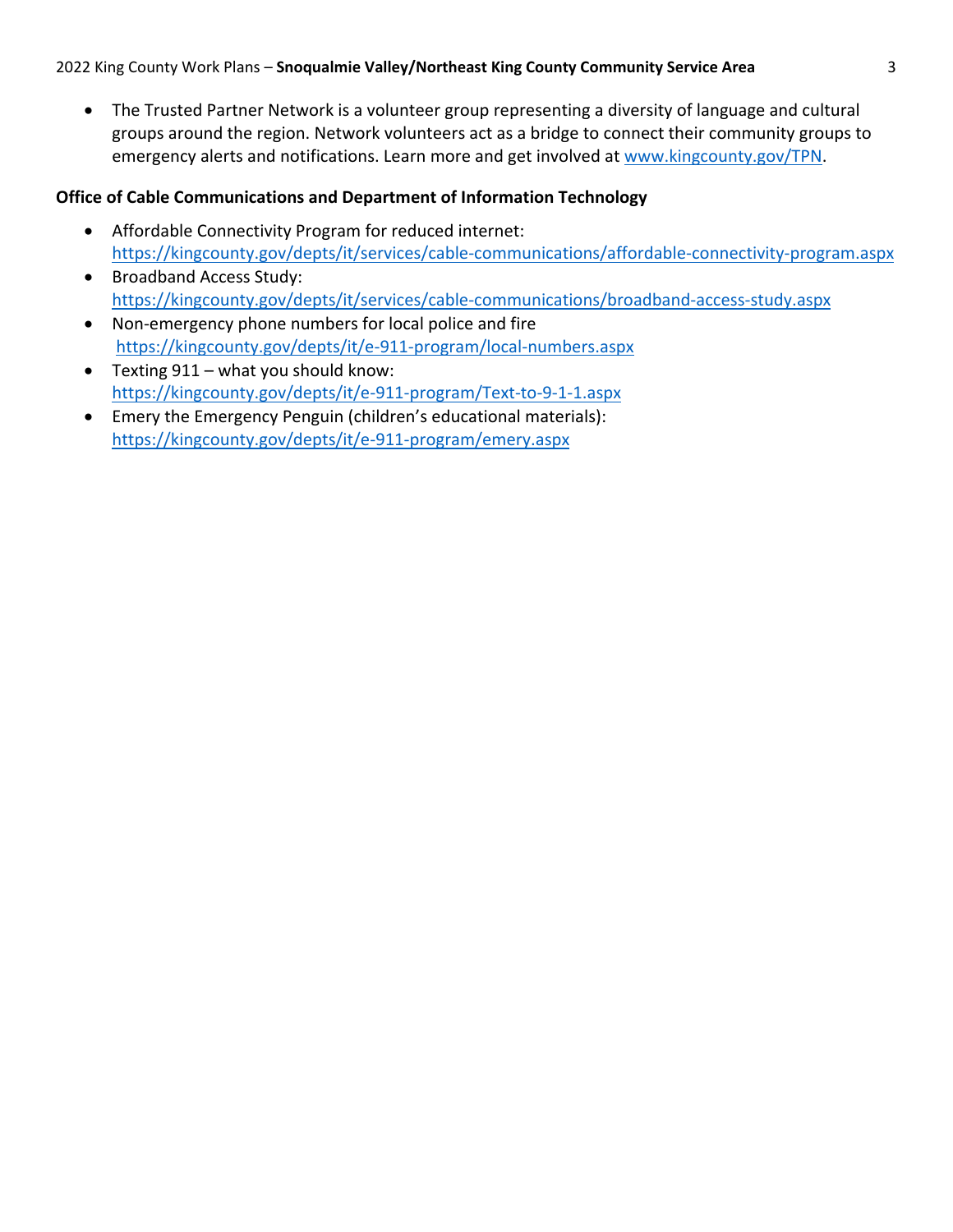- The Trusted Partner Network is a volunteer group representing a diversity of language and cultural groups around the region. Network volunteers act as a bridge to connect their community groups to emergency alerts and notifications. Learn more and get involved at www.kingcounty.gov/TPN.

**Office of Cable Communications and Department of Information Technology**

- Affordable Connectivity Program for reduced internet: https://kingcounty.gov/depts/it/services/cable-communications/affordable-connectivity-program.aspx
- Broadband Access Study: https://kingcounty.gov/depts/it/services/cable-communications/broadband-access-study.aspx
- Non-emergency phone numbers for local police and fire https://kingcounty.gov/depts/it/e-911-program/local-numbers.aspx
- Texting 911 – what you should know: https://kingcounty.gov/depts/it/e-911-program/Text-to-9-1-1.aspx
- Emery the Emergency Penguin (children's educational materials): https://kingcounty.gov/depts/it/e-911-program/emery.aspx